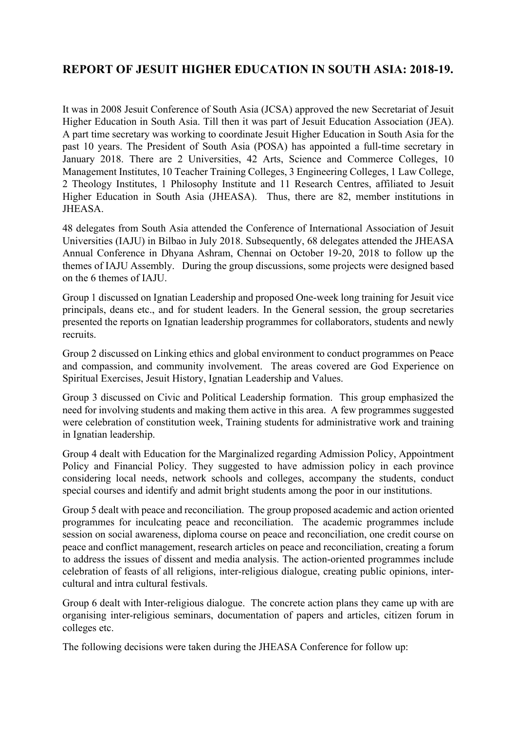# REPORT OF JESUIT HIGHER EDUCATION IN SOUTH ASIA: 2018-19.

It was in 2008 Jesuit Conference of South Asia (JCSA) approved the new Secretariat of Jesuit Higher Education in South Asia. Till then it was part of Jesuit Education Association (JEA). A part time secretary was working to coordinate Jesuit Higher Education in South Asia for the past 10 years. The President of South Asia (POSA) has appointed a full-time secretary in January 2018. There are 2 Universities, 42 Arts, Science and Commerce Colleges, 10 Management Institutes, 10 Teacher Training Colleges, 3 Engineering Colleges, 1 Law College, 2 Theology Institutes, 1 Philosophy Institute and 11 Research Centres, affiliated to Jesuit Higher Education in South Asia (JHEASA). Thus, there are 82, member institutions in JHEASA.

48 delegates from South Asia attended the Conference of International Association of Jesuit Universities (IAJU) in Bilbao in July 2018. Subsequently, 68 delegates attended the JHEASA Annual Conference in Dhyana Ashram, Chennai on October 19-20, 2018 to follow up the themes of IAJU Assembly. During the group discussions, some projects were designed based on the 6 themes of IAJU.

Group 1 discussed on Ignatian Leadership and proposed One-week long training for Jesuit vice principals, deans etc., and for student leaders. In the General session, the group secretaries presented the reports on Ignatian leadership programmes for collaborators, students and newly recruits.

Group 2 discussed on Linking ethics and global environment to conduct programmes on Peace and compassion, and community involvement. The areas covered are God Experience on Spiritual Exercises, Jesuit History, Ignatian Leadership and Values.

Group 3 discussed on Civic and Political Leadership formation. This group emphasized the need for involving students and making them active in this area. A few programmes suggested were celebration of constitution week, Training students for administrative work and training in Ignatian leadership.

Group 4 dealt with Education for the Marginalized regarding Admission Policy, Appointment Policy and Financial Policy. They suggested to have admission policy in each province considering local needs, network schools and colleges, accompany the students, conduct special courses and identify and admit bright students among the poor in our institutions.

Group 5 dealt with peace and reconciliation. The group proposed academic and action oriented programmes for inculcating peace and reconciliation. The academic programmes include session on social awareness, diploma course on peace and reconciliation, one credit course on peace and conflict management, research articles on peace and reconciliation, creating a forum to address the issues of dissent and media analysis. The action-oriented programmes include celebration of feasts of all religions, inter-religious dialogue, creating public opinions, inter-cultural and intra cultural festivals.

Group 6 dealt with Inter-religious dialogue. The concrete action plans they came up with are organising inter-religious seminars, documentation of papers and articles, citizen forum in colleges etc.

The following decisions were taken during the JHEASA Conference for follow up: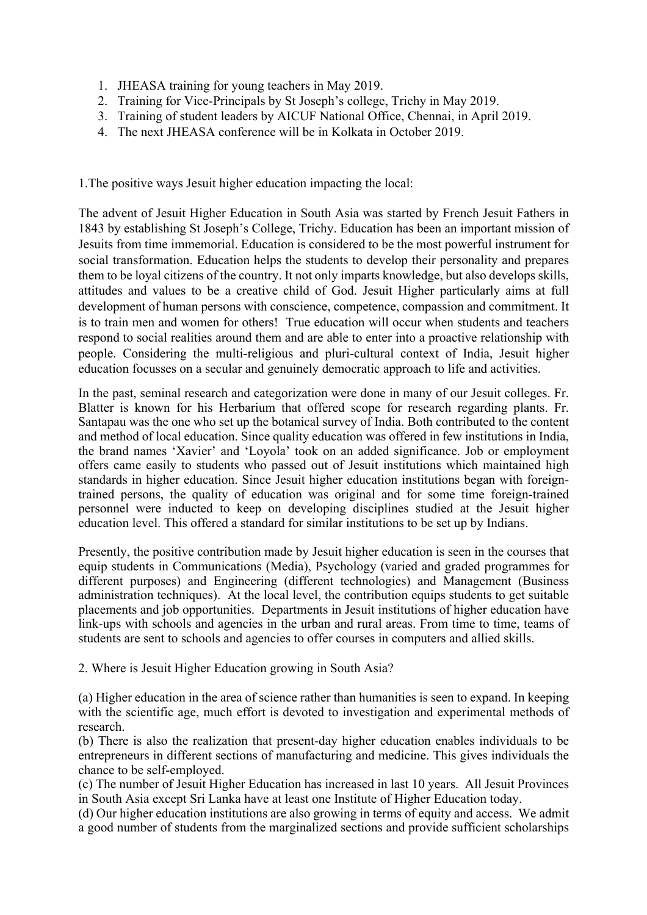1. JHEASA training for young teachers in May 2019.
2. Training for Vice-Principals by St Joseph's college, Trichy in May 2019.
3. Training of student leaders by AICUF National Office, Chennai, in April 2019.
4. The next JHEASA conference will be in Kolkata in October 2019.

1.The positive ways Jesuit higher education impacting the local:

The advent of Jesuit Higher Education in South Asia was started by French Jesuit Fathers in 1843 by establishing St Joseph's College, Trichy. Education has been an important mission of Jesuits from time immemorial. Education is considered to be the most powerful instrument for social transformation. Education helps the students to develop their personality and prepares them to be loyal citizens of the country. It not only imparts knowledge, but also develops skills, attitudes and values to be a creative child of God. Jesuit Higher particularly aims at full development of human persons with conscience, competence, compassion and commitment. It is to train men and women for others! True education will occur when students and teachers respond to social realities around them and are able to enter into a proactive relationship with people. Considering the multi-religious and pluri-cultural context of India, Jesuit higher education focusses on a secular and genuinely democratic approach to life and activities.

In the past, seminal research and categorization were done in many of our Jesuit colleges. Fr. Blatter is known for his Herbarium that offered scope for research regarding plants. Fr. Santapau was the one who set up the botanical survey of India. Both contributed to the content and method of local education. Since quality education was offered in few institutions in India, the brand names 'Xavier' and 'Loyola' took on an added significance. Job or employment offers came easily to students who passed out of Jesuit institutions which maintained high standards in higher education. Since Jesuit higher education institutions began with foreign-trained persons, the quality of education was original and for some time foreign-trained personnel were inducted to keep on developing disciplines studied at the Jesuit higher education level. This offered a standard for similar institutions to be set up by Indians.

Presently, the positive contribution made by Jesuit higher education is seen in the courses that equip students in Communications (Media), Psychology (varied and graded programmes for different purposes) and Engineering (different technologies) and Management (Business administration techniques). At the local level, the contribution equips students to get suitable placements and job opportunities. Departments in Jesuit institutions of higher education have link-ups with schools and agencies in the urban and rural areas. From time to time, teams of students are sent to schools and agencies to offer courses in computers and allied skills.

2. Where is Jesuit Higher Education growing in South Asia?

(a) Higher education in the area of science rather than humanities is seen to expand. In keeping with the scientific age, much effort is devoted to investigation and experimental methods of research.
(b) There is also the realization that present-day higher education enables individuals to be entrepreneurs in different sections of manufacturing and medicine. This gives individuals the chance to be self-employed.
(c) The number of Jesuit Higher Education has increased in last 10 years. All Jesuit Provinces in South Asia except Sri Lanka have at least one Institute of Higher Education today.
(d) Our higher education institutions are also growing in terms of equity and access. We admit a good number of students from the marginalized sections and provide sufficient scholarships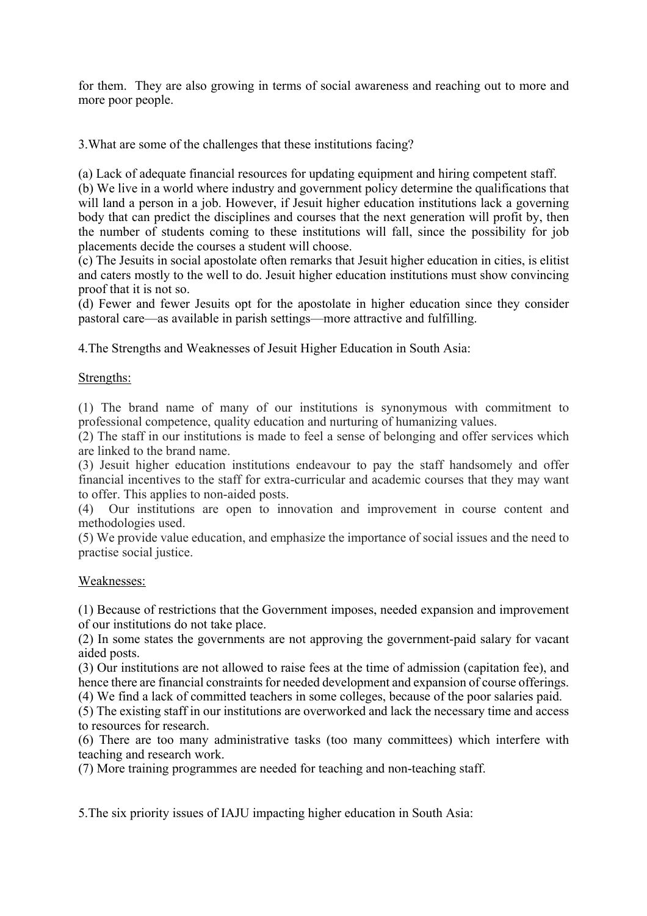for them. They are also growing in terms of social awareness and reaching out to more and more poor people.

3.What are some of the challenges that these institutions facing?

(a) Lack of adequate financial resources for updating equipment and hiring competent staff.
(b) We live in a world where industry and government policy determine the qualifications that will land a person in a job. However, if Jesuit higher education institutions lack a governing body that can predict the disciplines and courses that the next generation will profit by, then the number of students coming to these institutions will fall, since the possibility for job placements decide the courses a student will choose.
(c) The Jesuits in social apostolate often remarks that Jesuit higher education in cities, is elitist and caters mostly to the well to do. Jesuit higher education institutions must show convincing proof that it is not so.
(d) Fewer and fewer Jesuits opt for the apostolate in higher education since they consider pastoral care—as available in parish settings—more attractive and fulfilling.

4.The Strengths and Weaknesses of Jesuit Higher Education in South Asia:

<u>Strengths:</u>

(1) The brand name of many of our institutions is synonymous with commitment to professional competence, quality education and nurturing of humanizing values.
(2) The staff in our institutions is made to feel a sense of belonging and offer services which are linked to the brand name.
(3) Jesuit higher education institutions endeavour to pay the staff handsomely and offer financial incentives to the staff for extra-curricular and academic courses that they may want to offer. This applies to non-aided posts.
(4) Our institutions are open to innovation and improvement in course content and methodologies used.
(5) We provide value education, and emphasize the importance of social issues and the need to practise social justice.

<u>Weaknesses:</u>

(1) Because of restrictions that the Government imposes, needed expansion and improvement of our institutions do not take place.
(2) In some states the governments are not approving the government-paid salary for vacant aided posts.
(3) Our institutions are not allowed to raise fees at the time of admission (capitation fee), and hence there are financial constraints for needed development and expansion of course offerings.
(4) We find a lack of committed teachers in some colleges, because of the poor salaries paid.
(5) The existing staff in our institutions are overworked and lack the necessary time and access to resources for research.
(6) There are too many administrative tasks (too many committees) which interfere with teaching and research work.
(7) More training programmes are needed for teaching and non-teaching staff.

5.The six priority issues of IAJU impacting higher education in South Asia: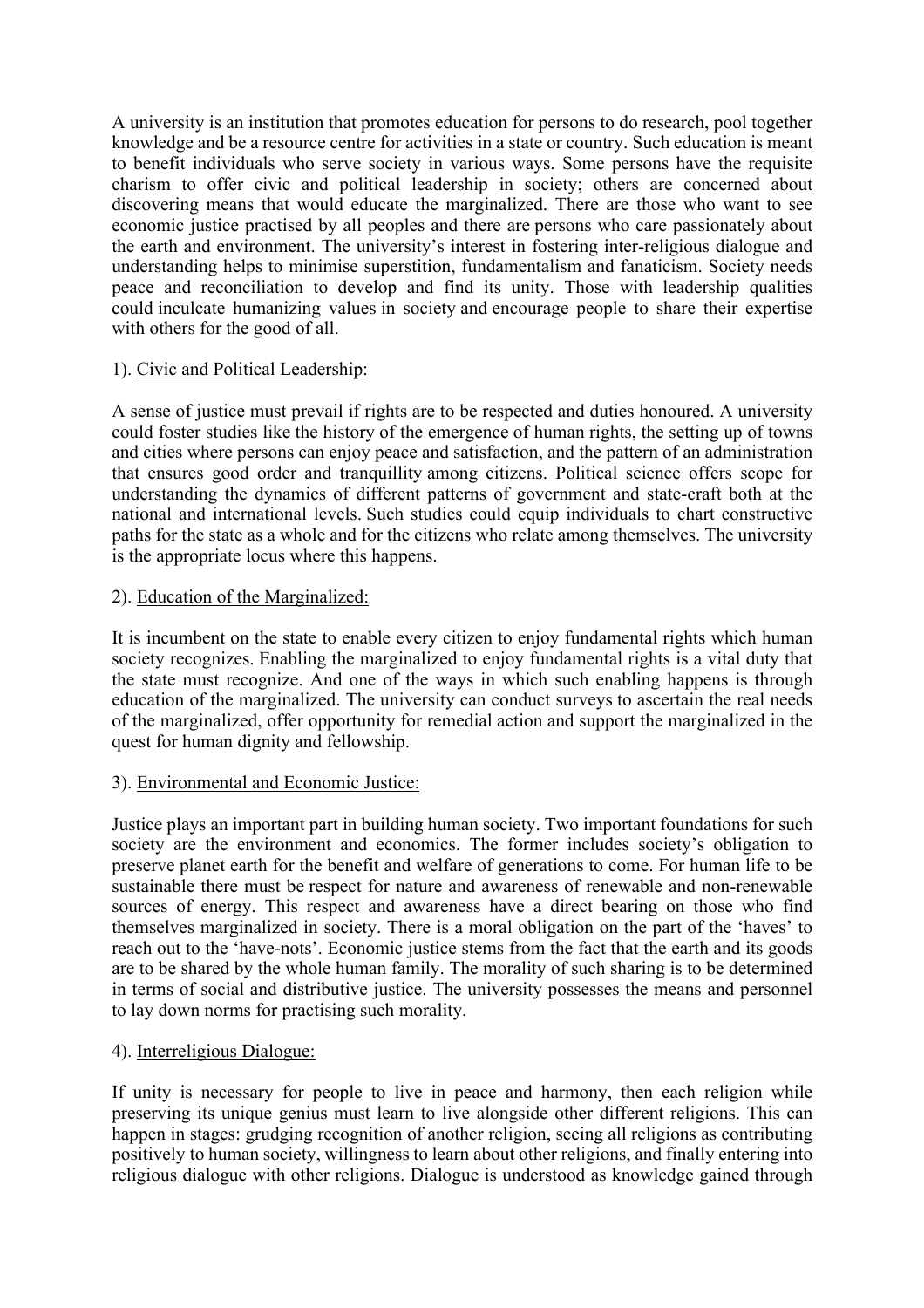A university is an institution that promotes education for persons to do research, pool together knowledge and be a resource centre for activities in a state or country. Such education is meant to benefit individuals who serve society in various ways. Some persons have the requisite charism to offer civic and political leadership in society; others are concerned about discovering means that would educate the marginalized. There are those who want to see economic justice practised by all peoples and there are persons who care passionately about the earth and environment. The university's interest in fostering inter-religious dialogue and understanding helps to minimise superstition, fundamentalism and fanaticism. Society needs peace and reconciliation to develop and find its unity. Those with leadership qualities could inculcate humanizing values in society and encourage people to share their expertise with others for the good of all.

1). <u>Civic and Political Leadership:</u>

A sense of justice must prevail if rights are to be respected and duties honoured. A university could foster studies like the history of the emergence of human rights, the setting up of towns and cities where persons can enjoy peace and satisfaction, and the pattern of an administration that ensures good order and tranquillity among citizens. Political science offers scope for understanding the dynamics of different patterns of government and state-craft both at the national and international levels. Such studies could equip individuals to chart constructive paths for the state as a whole and for the citizens who relate among themselves. The university is the appropriate locus where this happens.

2). <u>Education of the Marginalized:</u>

It is incumbent on the state to enable every citizen to enjoy fundamental rights which human society recognizes. Enabling the marginalized to enjoy fundamental rights is a vital duty that the state must recognize. And one of the ways in which such enabling happens is through education of the marginalized. The university can conduct surveys to ascertain the real needs of the marginalized, offer opportunity for remedial action and support the marginalized in the quest for human dignity and fellowship.

3). <u>Environmental and Economic Justice:</u>

Justice plays an important part in building human society. Two important foundations for such society are the environment and economics. The former includes society's obligation to preserve planet earth for the benefit and welfare of generations to come. For human life to be sustainable there must be respect for nature and awareness of renewable and non-renewable sources of energy. This respect and awareness have a direct bearing on those who find themselves marginalized in society. There is a moral obligation on the part of the 'haves' to reach out to the 'have-nots'. Economic justice stems from the fact that the earth and its goods are to be shared by the whole human family. The morality of such sharing is to be determined in terms of social and distributive justice. The university possesses the means and personnel to lay down norms for practising such morality.

4). <u>Interreligious Dialogue:</u>

If unity is necessary for people to live in peace and harmony, then each religion while preserving its unique genius must learn to live alongside other different religions. This can happen in stages: grudging recognition of another religion, seeing all religions as contributing positively to human society, willingness to learn about other religions, and finally entering into religious dialogue with other religions. Dialogue is understood as knowledge gained through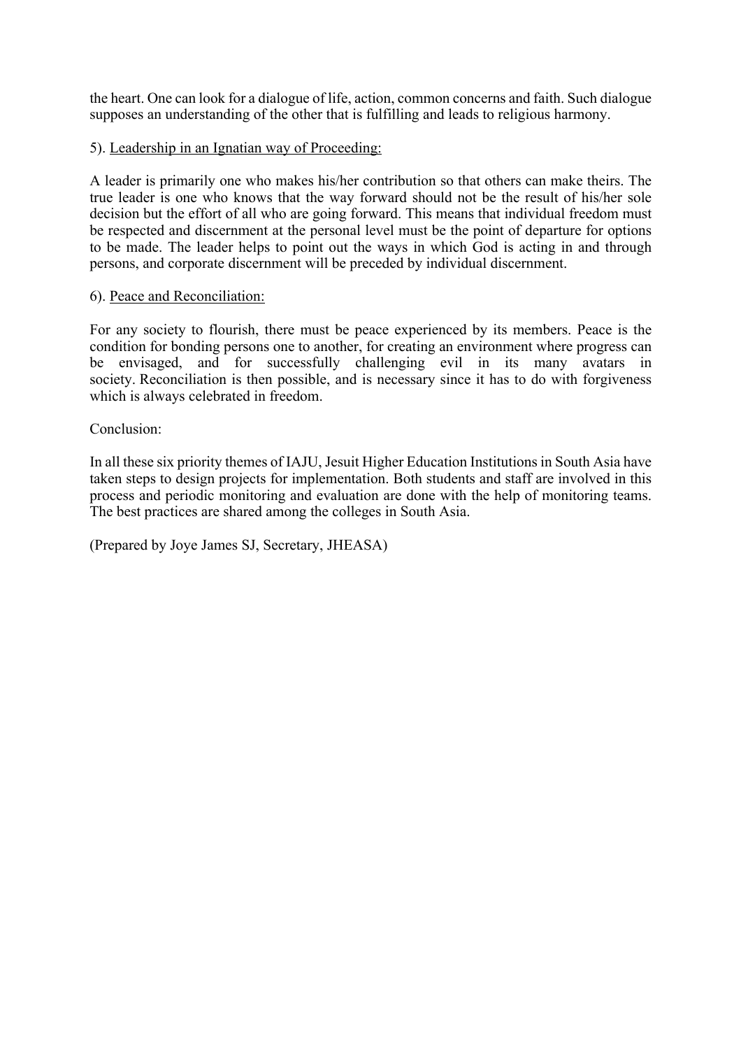the heart. One can look for a dialogue of life, action, common concerns and faith. Such dialogue supposes an understanding of the other that is fulfilling and leads to religious harmony.

5). Leadership in an Ignatian way of Proceeding:

A leader is primarily one who makes his/her contribution so that others can make theirs. The true leader is one who knows that the way forward should not be the result of his/her sole decision but the effort of all who are going forward. This means that individual freedom must be respected and discernment at the personal level must be the point of departure for options to be made. The leader helps to point out the ways in which God is acting in and through persons, and corporate discernment will be preceded by individual discernment.

6). Peace and Reconciliation:

For any society to flourish, there must be peace experienced by its members. Peace is the condition for bonding persons one to another, for creating an environment where progress can be envisaged, and for successfully challenging evil in its many avatars in society. Reconciliation is then possible, and is necessary since it has to do with forgiveness which is always celebrated in freedom.

Conclusion:

In all these six priority themes of IAJU, Jesuit Higher Education Institutions in South Asia have taken steps to design projects for implementation. Both students and staff are involved in this process and periodic monitoring and evaluation are done with the help of monitoring teams. The best practices are shared among the colleges in South Asia.

(Prepared by Joye James SJ, Secretary, JHEASA)